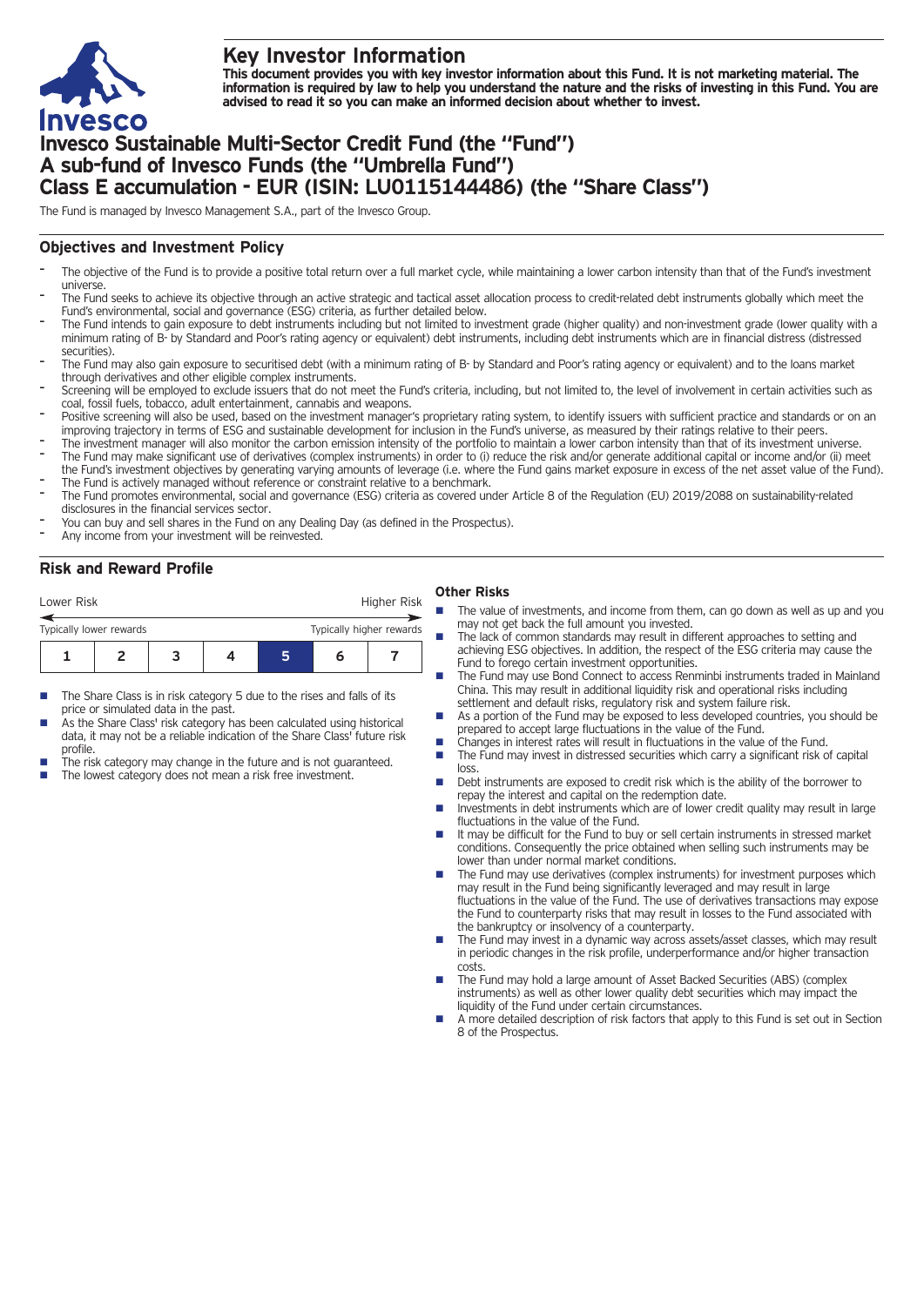# Key Investor Information

**This document provides you with key investor information about this Fund. It is not marketing material. The information is required by law to help you understand the nature and the risks of investing in this Fund. You are advised to read it so you can make an informed decision about whether to invest.**

# Invesco Sustainable Multi-Sector Credit Fund (the "Fund")
# A sub-fund of Invesco Funds (the "Umbrella Fund")
# Class E accumulation - EUR (ISIN: LU0115144486) (the "Share Class")

The Fund is managed by Invesco Management S.A., part of the Invesco Group.

## Objectives and Investment Policy

- The objective of the Fund is to provide a positive total return over a full market cycle, while maintaining a lower carbon intensity than that of the Fund's investment universe.
- The Fund seeks to achieve its objective through an active strategic and tactical asset allocation process to credit-related debt instruments globally which meet the Fund's environmental, social and governance (ESG) criteria, as further detailed below.
- The Fund intends to gain exposure to debt instruments including but not limited to investment grade (higher quality) and non-investment grade (lower quality with a minimum rating of B- by Standard and Poor's rating agency or equivalent) debt instruments, including debt instruments which are in financial distress (distressed securities).
- The Fund may also gain exposure to securitised debt (with a minimum rating of B- by Standard and Poor's rating agency or equivalent) and to the loans market through derivatives and other eligible complex instruments.
- Screening will be employed to exclude issuers that do not meet the Fund's criteria, including, but not limited to, the level of involvement in certain activities such as coal, fossil fuels, tobacco, adult entertainment, cannabis and weapons.
- Positive screening will also be used, based on the investment manager's proprietary rating system, to identify issuers with sufficient practice and standards or on an improving trajectory in terms of ESG and sustainable development for inclusion in the Fund's universe, as measured by their ratings relative to their peers.
- The investment manager will also monitor the carbon emission intensity of the portfolio to maintain a lower carbon intensity than that of its investment universe.
- The Fund may make significant use of derivatives (complex instruments) in order to (i) reduce the risk and/or generate additional capital or income and/or (ii) meet the Fund's investment objectives by generating varying amounts of leverage (i.e. where the Fund gains market exposure in excess of the net asset value of the Fund).
- The Fund is actively managed without reference or constraint relative to a benchmark.
- The Fund promotes environmental, social and governance (ESG) criteria as covered under Article 8 of the Regulation (EU) 2019/2088 on sustainability-related disclosures in the financial services sector.
- You can buy and sell shares in the Fund on any Dealing Day (as defined in the Prospectus).
- Any income from your investment will be reinvested.

## Risk and Reward Profile

| Lower Risk | | | | | | Higher Risk |
|---|---|---|---|---|---|---|
| Typically lower rewards | | | | | | Typically higher rewards |
| 1 | 2 | 3 | 4 | **5** | 6 | 7 |

- The Share Class is in risk category 5 due to the rises and falls of its price or simulated data in the past.
- As the Share Class' risk category has been calculated using historical data, it may not be a reliable indication of the Share Class' future risk profile.
- The risk category may change in the future and is not guaranteed.
- The lowest category does not mean a risk free investment.

### Other Risks

- The value of investments, and income from them, can go down as well as up and you may not get back the full amount you invested.
- The lack of common standards may result in different approaches to setting and achieving ESG objectives. In addition, the respect of the ESG criteria may cause the Fund to forego certain investment opportunities.
- The Fund may use Bond Connect to access Renminbi instruments traded in Mainland China. This may result in additional liquidity risk and operational risks including settlement and default risks, regulatory risk and system failure risk.
- As a portion of the Fund may be exposed to less developed countries, you should be prepared to accept large fluctuations in the value of the Fund.
- Changes in interest rates will result in fluctuations in the value of the Fund.
- The Fund may invest in distressed securities which carry a significant risk of capital loss.
- Debt instruments are exposed to credit risk which is the ability of the borrower to repay the interest and capital on the redemption date.
- Investments in debt instruments which are of lower credit quality may result in large fluctuations in the value of the Fund.
- It may be difficult for the Fund to buy or sell certain instruments in stressed market conditions. Consequently the price obtained when selling such instruments may be lower than under normal market conditions.
- The Fund may use derivatives (complex instruments) for investment purposes which may result in the Fund being significantly leveraged and may result in large fluctuations in the value of the Fund. The use of derivatives transactions may expose the Fund to counterparty risks that may result in losses to the Fund associated with the bankruptcy or insolvency of a counterparty.
- The Fund may invest in a dynamic way across assets/asset classes, which may result in periodic changes in the risk profile, underperformance and/or higher transaction costs.
- The Fund may hold a large amount of Asset Backed Securities (ABS) (complex instruments) as well as other lower quality debt securities which may impact the liquidity of the Fund under certain circumstances.
- A more detailed description of risk factors that apply to this Fund is set out in Section 8 of the Prospectus.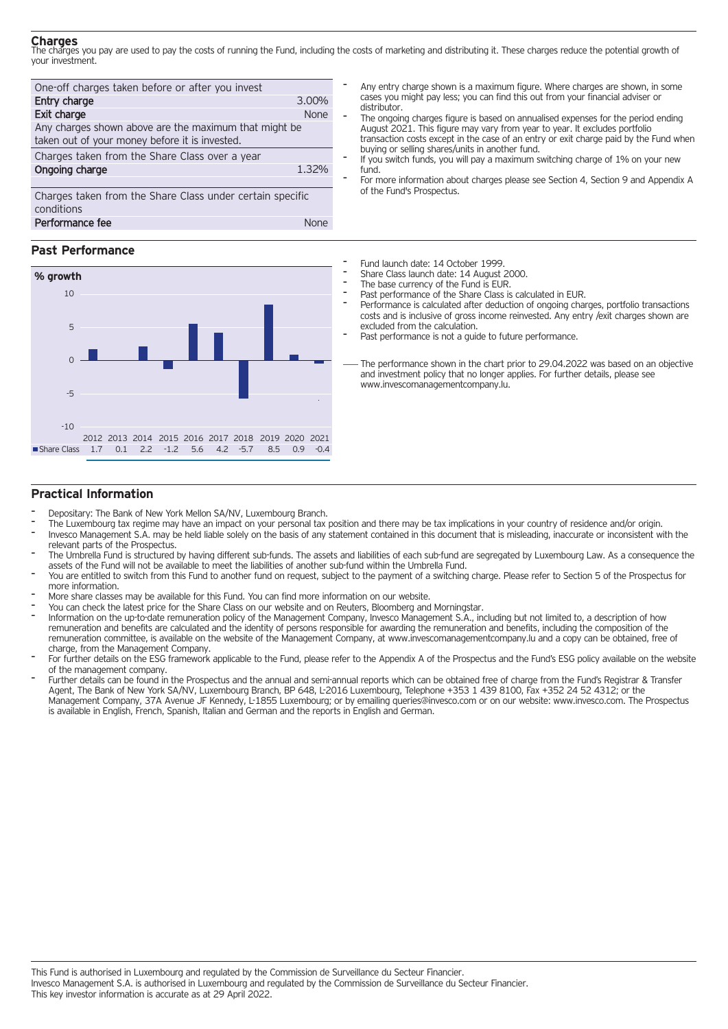## Charges

The charges you pay are used to pay the costs of running the Fund, including the costs of marketing and distributing it. These charges reduce the potential growth of your investment.

| One-off charges taken before or after you invest | |
|---|---|
| **Entry charge** | 3.00% |
| **Exit charge** | None |
| Any charges shown above are the maximum that might be taken out of your money before it is invested. | |
| Charges taken from the Share Class over a year | |
| **Ongoing charge** | 1.32% |
| Charges taken from the Share Class under certain specific conditions | |
| **Performance fee** | None |

- Any entry charge shown is a maximum figure. Where charges are shown, in some cases you might pay less; you can find this out from your financial adviser or distributor.
- The ongoing charges figure is based on annualised expenses for the period ending August 2021. This figure may vary from year to year. It excludes portfolio transaction costs except in the case of an entry or exit charge paid by the Fund when buying or selling shares/units in another fund.
- If you switch funds, you will pay a maximum switching charge of 1% on your new fund.
- For more information about charges please see Section 4, Section 9 and Appendix A of the Fund's Prospectus.

## Past Performance

% growth

10
5
0
-5
-10

2012 2013 2014 2015 2016 2017 2018 2019 2020 2021

Share Class 1.7 0.1 2.2 -1.2 5.6 4.2 -5.7 8.5 0.9 -0.4

- Fund launch date: 14 October 1999.
- Share Class launch date: 14 August 2000.
- The base currency of the Fund is EUR.
- Past performance of the Share Class is calculated in EUR.
- Performance is calculated after deduction of ongoing charges, portfolio transactions costs and is inclusive of gross income reinvested. Any entry /exit charges shown are excluded from the calculation.
- Past performance is not a guide to future performance.

The performance shown in the chart prior to 29.04.2022 was based on an objective and investment policy that no longer applies. For further details, please see www.invescomanagementcompany.lu.

## Practical Information

- Depositary: The Bank of New York Mellon SA/NV, Luxembourg Branch.
- The Luxembourg tax regime may have an impact on your personal tax position and there may be tax implications in your country of residence and/or origin.
- Invesco Management S.A. may be held liable solely on the basis of any statement contained in this document that is misleading, inaccurate or inconsistent with the relevant parts of the Prospectus.
- The Umbrella Fund is structured by having different sub-funds. The assets and liabilities of each sub-fund are segregated by Luxembourg Law. As a consequence the assets of the Fund will not be available to meet the liabilities of another sub-fund within the Umbrella Fund.
- You are entitled to switch from this Fund to another fund on request, subject to the payment of a switching charge. Please refer to Section 5 of the Prospectus for more information.
- More share classes may be available for this Fund. You can find more information on our website.
- You can check the latest price for the Share Class on our website and on Reuters, Bloomberg and Morningstar.
- Information on the up-to-date remuneration policy of the Management Company, Invesco Management S.A., including but not limited to, a description of how remuneration and benefits are calculated and the identity of persons responsible for awarding the remuneration and benefits, including the composition of the remuneration committee, is available on the website of the Management Company, at www.invescomanagementcompany.lu and a copy can be obtained, free of charge, from the Management Company.
- For further details on the ESG framework applicable to the Fund, please refer to the Appendix A of the Prospectus and the Fund's ESG policy available on the website of the management company.
- Further details can be found in the Prospectus and the annual and semi-annual reports which can be obtained free of charge from the Fund's Registrar & Transfer Agent, The Bank of New York SA/NV, Luxembourg Branch, BP 648, L-2016 Luxembourg, Telephone +353 1 439 8100, Fax +352 24 52 4312; or the Management Company, 37A Avenue JF Kennedy, L-1855 Luxembourg; or by emailing queries@invesco.com or on our website: www.invesco.com. The Prospectus is available in English, French, Spanish, Italian and German and the reports in English and German.

This Fund is authorised in Luxembourg and regulated by the Commission de Surveillance du Secteur Financier.
Invesco Management S.A. is authorised in Luxembourg and regulated by the Commission de Surveillance du Secteur Financier.
This key investor information is accurate as at 29 April 2022.